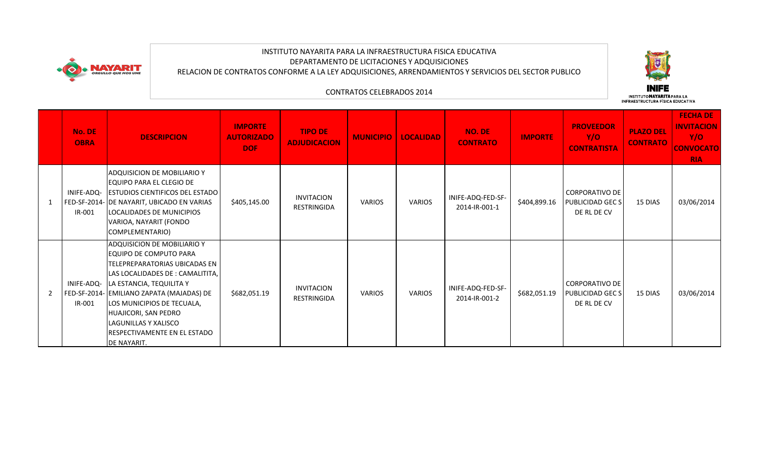INSTITUTO NAYARITA PARA LA INFRAESTRUCTURA FISICA EDUCATIVA
DEPARTAMENTO DE LICITACIONES Y ADQUISICIONES
RELACION DE CONTRATOS CONFORME A LA LEY ADQUISICIONES, ARRENDAMIENTOS Y SERVICIOS DEL SECTOR PUBLICO

CONTRATOS CELEBRADOS 2014

| | No. DE OBRA | DESCRIPCION | IMPORTE AUTORIZADO DOF | TIPO DE ADJUDICACION | MUNICIPIO | LOCALIDAD | NO. DE CONTRATO | IMPORTE | PROVEEDOR Y/O CONTRATISTA | PLAZO DEL CONTRATO | FECHA DE INVITACION Y/O CONVOCATORIA |
|---|---|---|---|---|---|---|---|---|---|---|---|
| 1 | INIFE-ADQ-FED-SF-2014-IR-001 | ADQUISICION DE MOBILIARIO Y EQUIPO PARA EL CLEGIO DE ESTUDIOS CIENTIFICOS DEL ESTADO DE NAYARIT, UBICADO EN VARIAS LOCALIDADES DE MUNICIPIOS VARIOA, NAYARIT (FONDO COMPLEMENTARIO) | $405,145.00 | INVITACION RESTRINGIDA | VARIOS | VARIOS | INIFE-ADQ-FED-SF-2014-IR-001-1 | $404,899.16 | CORPORATIVO DE PUBLICIDAD GEC S DE RL DE CV | 15 DIAS | 03/06/2014 |
| 2 | INIFE-ADQ-FED-SF-2014-IR-001 | ADQUISICION DE MOBILIARIO Y EQUIPO DE COMPUTO PARA TELEPREPARATORIAS UBICADAS EN LAS LOCALIDADES DE : CAMALITITA, LA ESTANCIA, TEQUILITA Y EMILIANO ZAPATA (MAJADAS) DE LOS MUNICIPIOS DE TECUALA, HUAJICORI, SAN PEDRO LAGUNILLAS Y XALISCO RESPECTIVAMENTE EN EL ESTADO DE NAYARIT. | $682,051.19 | INVITACION RESTRINGIDA | VARIOS | VARIOS | INIFE-ADQ-FED-SF-2014-IR-001-2 | $682,051.19 | CORPORATIVO DE PUBLICIDAD GEC S DE RL DE CV | 15 DIAS | 03/06/2014 |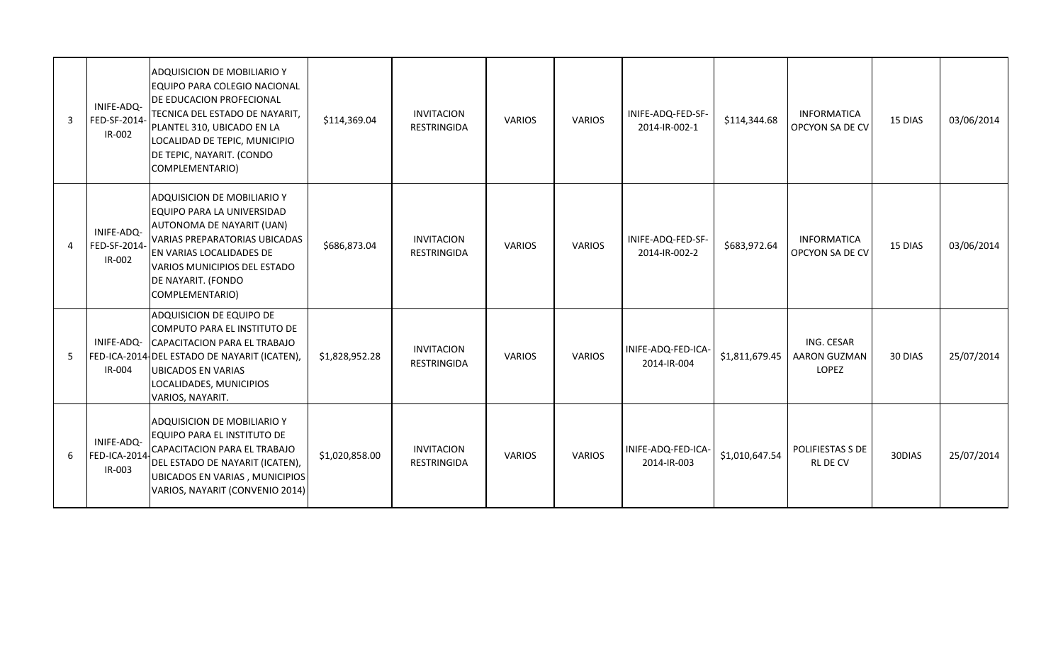| | | | | | | | | | | | |
|---|---|---|---|---|---|---|---|---|---|---|---|
| 3 | INIFE-ADQ-FED-SF-2014-IR-002 | ADQUISICION DE MOBILIARIO Y EQUIPO PARA COLEGIO NACIONAL DE EDUCACION PROFECIONAL TECNICA DEL ESTADO DE NAYARIT, PLANTEL 310, UBICADO EN LA LOCALIDAD DE TEPIC, MUNICIPIO DE TEPIC, NAYARIT. (CONDO COMPLEMENTARIO) | $114,369.04 | INVITACION RESTRINGIDA | VARIOS | VARIOS | INIFE-ADQ-FED-SF-2014-IR-002-1 | $114,344.68 | INFORMATICA OPCYON SA DE CV | 15 DIAS | 03/06/2014 |
| 4 | INIFE-ADQ-FED-SF-2014-IR-002 | ADQUISICION DE MOBILIARIO Y EQUIPO PARA LA UNIVERSIDAD AUTONOMA DE NAYARIT (UAN) VARIAS PREPARATORIAS UBICADAS EN VARIAS LOCALIDADES DE VARIOS MUNICIPIOS DEL ESTADO DE NAYARIT. (FONDO COMPLEMENTARIO) | $686,873.04 | INVITACION RESTRINGIDA | VARIOS | VARIOS | INIFE-ADQ-FED-SF-2014-IR-002-2 | $683,972.64 | INFORMATICA OPCYON SA DE CV | 15 DIAS | 03/06/2014 |
| 5 | INIFE-ADQ-FED-ICA-2014-IR-004 | ADQUISICION DE EQUIPO DE COMPUTO PARA EL INSTITUTO DE CAPACITACION PARA EL TRABAJO DEL ESTADO DE NAYARIT (ICATEN), UBICADOS EN VARIAS LOCALIDADES, MUNICIPIOS VARIOS, NAYARIT. | $1,828,952.28 | INVITACION RESTRINGIDA | VARIOS | VARIOS | INIFE-ADQ-FED-ICA-2014-IR-004 | $1,811,679.45 | ING. CESAR AARON GUZMAN LOPEZ | 30 DIAS | 25/07/2014 |
| 6 | INIFE-ADQ-FED-ICA-2014-IR-003 | ADQUISICION DE MOBILIARIO Y EQUIPO PARA EL INSTITUTO DE CAPACITACION PARA EL TRABAJO DEL ESTADO DE NAYARIT (ICATEN), UBICADOS EN VARIAS , MUNICIPIOS VARIOS, NAYARIT (CONVENIO 2014) | $1,020,858.00 | INVITACION RESTRINGIDA | VARIOS | VARIOS | INIFE-ADQ-FED-ICA-2014-IR-003 | $1,010,647.54 | POLIFIESTAS S DE RL DE CV | 30DIAS | 25/07/2014 |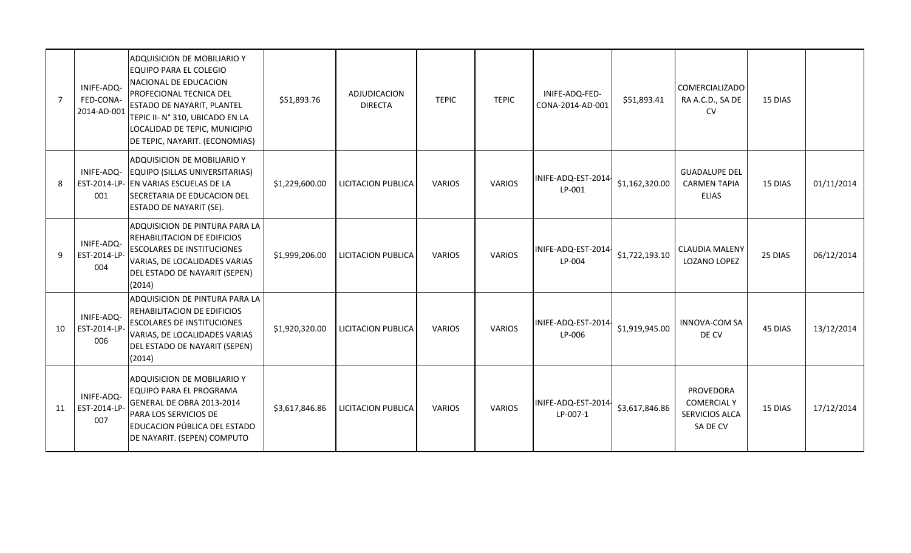| 7 | INIFE-ADQ-FED-CONA-2014-AD-001 | ADQUISICION DE MOBILIARIO Y EQUIPO PARA EL COLEGIO NACIONAL DE EDUCACION PROFECIONAL TECNICA DEL ESTADO DE NAYARIT, PLANTEL TEPIC II- N° 310, UBICADO EN LA LOCALIDAD DE TEPIC, MUNICIPIO DE TEPIC, NAYARIT. (ECONOMIAS) | $51,893.76 | ADJUDICACION DIRECTA | TEPIC | TEPIC | INIFE-ADQ-FED-CONA-2014-AD-001 | $51,893.41 | COMERCIALIZADORA A.C.D., SA DE CV | 15 DIAS | |
|---|---|---|---|---|---|---|---|---|---|---|---|
| 8 | INIFE-ADQ-EST-2014-LP-001 | ADQUISICION DE MOBILIARIO Y EQUIPO (SILLAS UNIVERSITARIAS) EN VARIAS ESCUELAS DE LA SECRETARIA DE EDUCACION DEL ESTADO DE NAYARIT (SE). | $1,229,600.00 | LICITACION PUBLICA | VARIOS | VARIOS | INIFE-ADQ-EST-2014-LP-001 | $1,162,320.00 | GUADALUPE DEL CARMEN TAPIA ELIAS | 15 DIAS | 01/11/2014 |
| 9 | INIFE-ADQ-EST-2014-LP-004 | ADQUISICION DE PINTURA PARA LA REHABILITACION DE EDIFICIOS ESCOLARES DE INSTITUCIONES VARIAS, DE LOCALIDADES VARIAS DEL ESTADO DE NAYARIT (SEPEN) (2014) | $1,999,206.00 | LICITACION PUBLICA | VARIOS | VARIOS | INIFE-ADQ-EST-2014-LP-004 | $1,722,193.10 | CLAUDIA MALENY LOZANO LOPEZ | 25 DIAS | 06/12/2014 |
| 10 | INIFE-ADQ-EST-2014-LP-006 | ADQUISICION DE PINTURA PARA LA REHABILITACION DE EDIFICIOS ESCOLARES DE INSTITUCIONES VARIAS, DE LOCALIDADES VARIAS DEL ESTADO DE NAYARIT (SEPEN) (2014) | $1,920,320.00 | LICITACION PUBLICA | VARIOS | VARIOS | INIFE-ADQ-EST-2014-LP-006 | $1,919,945.00 | INNOVA-COM SA DE CV | 45 DIAS | 13/12/2014 |
| 11 | INIFE-ADQ-EST-2014-LP-007 | ADQUISICION DE MOBILIARIO Y EQUIPO PARA EL PROGRAMA GENERAL DE OBRA 2013-2014 PARA LOS SERVICIOS DE EDUCACION PÚBLICA DEL ESTADO DE NAYARIT. (SEPEN) COMPUTO | $3,617,846.86 | LICITACION PUBLICA | VARIOS | VARIOS | INIFE-ADQ-EST-2014-LP-007-1 | $3,617,846.86 | PROVEDORA COMERCIAL Y SERVICIOS ALCA SA DE CV | 15 DIAS | 17/12/2014 |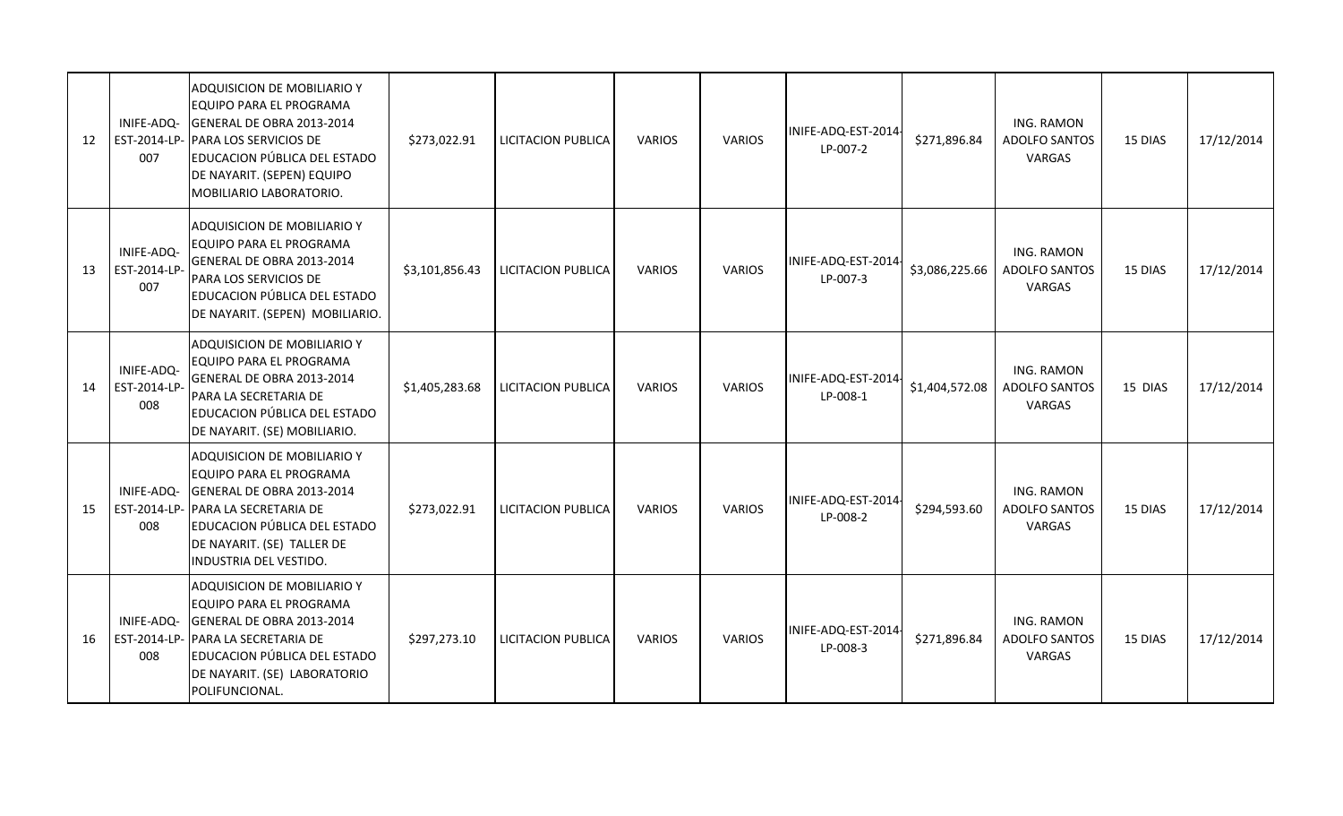| 12 | INIFE-ADQ-EST-2014-LP-007 | ADQUISICION DE MOBILIARIO Y EQUIPO PARA EL PROGRAMA GENERAL DE OBRA 2013-2014 PARA LOS SERVICIOS DE EDUCACION PÚBLICA DEL ESTADO DE NAYARIT. (SEPEN) EQUIPO MOBILIARIO LABORATORIO. | $273,022.91 | LICITACION PUBLICA | VARIOS | VARIOS | INIFE-ADQ-EST-2014-LP-007-2 | $271,896.84 | ING. RAMON ADOLFO SANTOS VARGAS | 15 DIAS | 17/12/2014 |
|---|---|---|---|---|---|---|---|---|---|---|---|
| 13 | INIFE-ADQ-EST-2014-LP-007 | ADQUISICION DE MOBILIARIO Y EQUIPO PARA EL PROGRAMA GENERAL DE OBRA 2013-2014 PARA LOS SERVICIOS DE EDUCACION PÚBLICA DEL ESTADO DE NAYARIT. (SEPEN) MOBILIARIO. | $3,101,856.43 | LICITACION PUBLICA | VARIOS | VARIOS | INIFE-ADQ-EST-2014-LP-007-3 | $3,086,225.66 | ING. RAMON ADOLFO SANTOS VARGAS | 15 DIAS | 17/12/2014 |
| 14 | INIFE-ADQ-EST-2014-LP-008 | ADQUISICION DE MOBILIARIO Y EQUIPO PARA EL PROGRAMA GENERAL DE OBRA 2013-2014 PARA LA SECRETARIA DE EDUCACION PÚBLICA DEL ESTADO DE NAYARIT. (SE) MOBILIARIO. | $1,405,283.68 | LICITACION PUBLICA | VARIOS | VARIOS | INIFE-ADQ-EST-2014-LP-008-1 | $1,404,572.08 | ING. RAMON ADOLFO SANTOS VARGAS | 15 DIAS | 17/12/2014 |
| 15 | INIFE-ADQ-EST-2014-LP-008 | ADQUISICION DE MOBILIARIO Y EQUIPO PARA EL PROGRAMA GENERAL DE OBRA 2013-2014 PARA LA SECRETARIA DE EDUCACION PÚBLICA DEL ESTADO DE NAYARIT. (SE) TALLER DE INDUSTRIA DEL VESTIDO. | $273,022.91 | LICITACION PUBLICA | VARIOS | VARIOS | INIFE-ADQ-EST-2014-LP-008-2 | $294,593.60 | ING. RAMON ADOLFO SANTOS VARGAS | 15 DIAS | 17/12/2014 |
| 16 | INIFE-ADQ-EST-2014-LP-008 | ADQUISICION DE MOBILIARIO Y EQUIPO PARA EL PROGRAMA GENERAL DE OBRA 2013-2014 PARA LA SECRETARIA DE EDUCACION PÚBLICA DEL ESTADO DE NAYARIT. (SE) LABORATORIO POLIFUNCIONAL. | $297,273.10 | LICITACION PUBLICA | VARIOS | VARIOS | INIFE-ADQ-EST-2014-LP-008-3 | $271,896.84 | ING. RAMON ADOLFO SANTOS VARGAS | 15 DIAS | 17/12/2014 |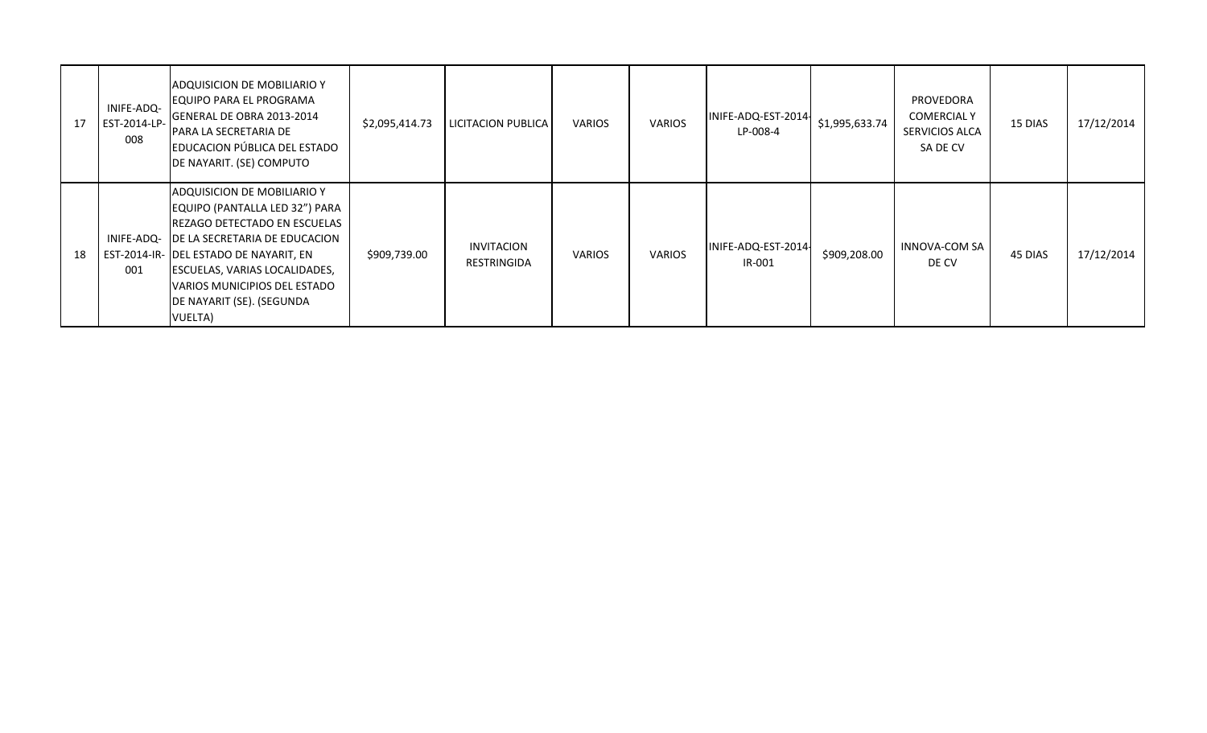| | | | | | | | | | | | |
|---|---|---|---|---|---|---|---|---|---|---|---|
| 17 | INIFE-ADQ-EST-2014-LP-008 | ADQUISICION DE MOBILIARIO Y EQUIPO PARA EL PROGRAMA GENERAL DE OBRA 2013-2014 PARA LA SECRETARIA DE EDUCACION PÚBLICA DEL ESTADO DE NAYARIT. (SE) COMPUTO | $2,095,414.73 | LICITACION PUBLICA | VARIOS | VARIOS | INIFE-ADQ-EST-2014-LP-008-4 | $1,995,633.74 | PROVEDORA COMERCIAL Y SERVICIOS ALCA SA DE CV | 15 DIAS | 17/12/2014 |
| 18 | INIFE-ADQ-EST-2014-IR-001 | ADQUISICION DE MOBILIARIO Y EQUIPO (PANTALLA LED 32") PARA REZAGO DETECTADO EN ESCUELAS DE LA SECRETARIA DE EDUCACION DEL ESTADO DE NAYARIT, EN ESCUELAS, VARIAS LOCALIDADES, VARIOS MUNICIPIOS DEL ESTADO DE NAYARIT (SE). (SEGUNDA VUELTA) | $909,739.00 | INVITACION RESTRINGIDA | VARIOS | VARIOS | INIFE-ADQ-EST-2014-IR-001 | $909,208.00 | INNOVA-COM SA DE CV | 45 DIAS | 17/12/2014 |